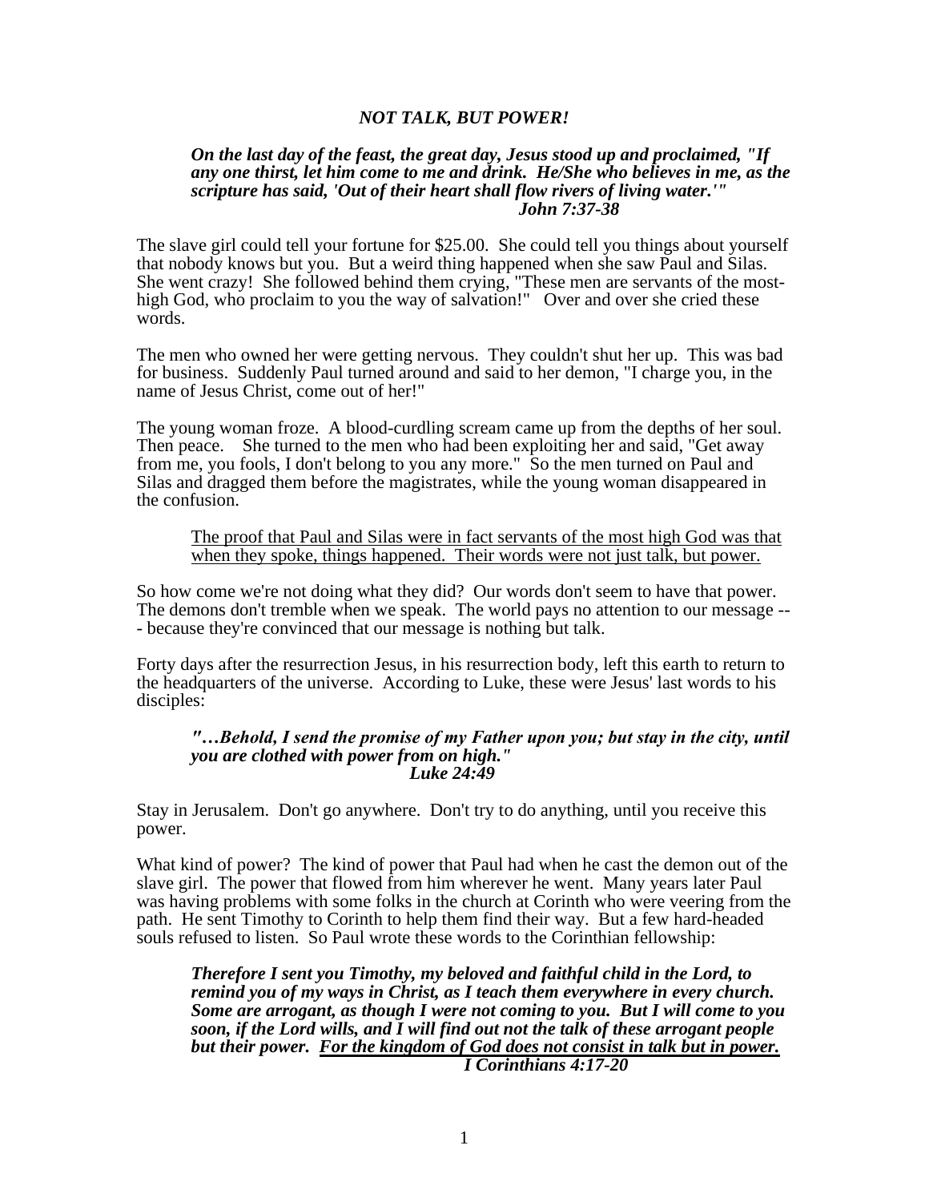# *NOT TALK, BUT POWER!*

> ***On the last day of the feast, the great day, Jesus stood up and proclaimed, "If any one thirst, let him come to me and drink. He/She who believes in me, as the scripture has said, 'Out of their heart shall flow rivers of living water.'"***
> ***John 7:37-38***

The slave girl could tell your fortune for $25.00. She could tell you things about yourself that nobody knows but you. But a weird thing happened when she saw Paul and Silas. She went crazy! She followed behind them crying, "These men are servants of the most-high God, who proclaim to you the way of salvation!" Over and over she cried these words.

The men who owned her were getting nervous. They couldn't shut her up. This was bad for business. Suddenly Paul turned around and said to her demon, "I charge you, in the name of Jesus Christ, come out of her!"

The young woman froze. A blood-curdling scream came up from the depths of her soul. Then peace. She turned to the men who had been exploiting her and said, "Get away from me, you fools, I don't belong to you any more." So the men turned on Paul and Silas and dragged them before the magistrates, while the young woman disappeared in the confusion.

> <u>The proof that Paul and Silas were in fact servants of the most high God was that when they spoke, things happened. Their words were not just talk, but power.</u>

So how come we're not doing what they did? Our words don't seem to have that power. The demons don't tremble when we speak. The world pays no attention to our message --- because they're convinced that our message is nothing but talk.

Forty days after the resurrection Jesus, in his resurrection body, left this earth to return to the headquarters of the universe. According to Luke, these were Jesus' last words to his disciples:

> ***"…Behold, I send the promise of my Father upon you; but stay in the city, until you are clothed with power from on high."***
> ***Luke 24:49***

Stay in Jerusalem. Don't go anywhere. Don't try to do anything, until you receive this power.

What kind of power? The kind of power that Paul had when he cast the demon out of the slave girl. The power that flowed from him wherever he went. Many years later Paul was having problems with some folks in the church at Corinth who were veering from the path. He sent Timothy to Corinth to help them find their way. But a few hard-headed souls refused to listen. So Paul wrote these words to the Corinthian fellowship:

> ***Therefore I sent you Timothy, my beloved and faithful child in the Lord, to remind you of my ways in Christ, as I teach them everywhere in every church. Some are arrogant, as though I were not coming to you. But I will come to you soon, if the Lord wills, and I will find out not the talk of these arrogant people but their power. <u>For the kingdom of God does not consist in talk but in power.</u>***
> ***I Corinthians 4:17-20***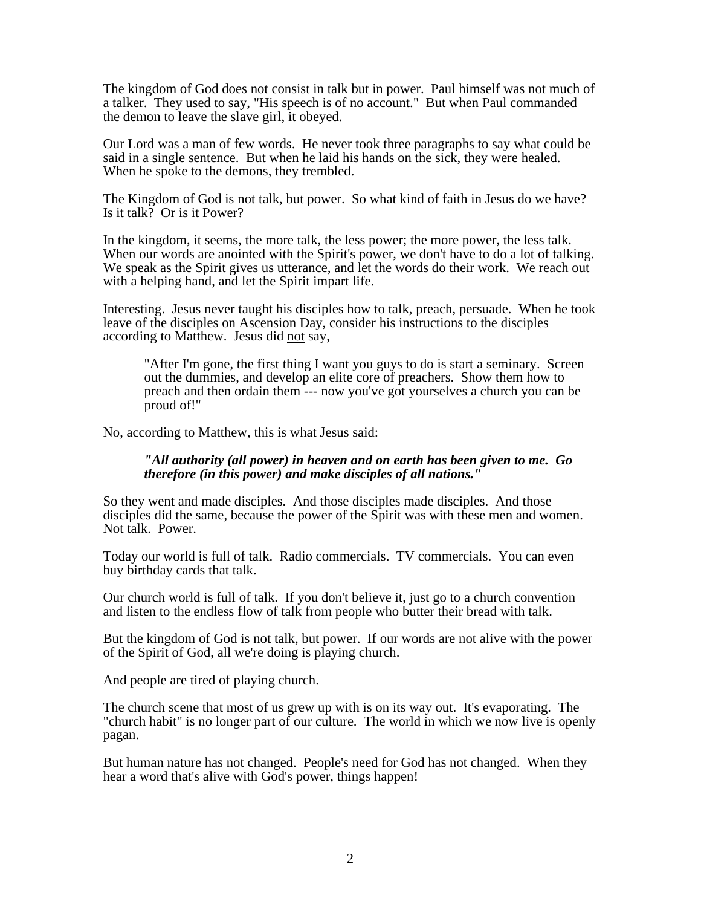The kingdom of God does not consist in talk but in power. Paul himself was not much of a talker. They used to say, "His speech is of no account." But when Paul commanded the demon to leave the slave girl, it obeyed.

Our Lord was a man of few words. He never took three paragraphs to say what could be said in a single sentence. But when he laid his hands on the sick, they were healed. When he spoke to the demons, they trembled.

The Kingdom of God is not talk, but power. So what kind of faith in Jesus do we have? Is it talk? Or is it Power?

In the kingdom, it seems, the more talk, the less power; the more power, the less talk. When our words are anointed with the Spirit's power, we don't have to do a lot of talking. We speak as the Spirit gives us utterance, and let the words do their work. We reach out with a helping hand, and let the Spirit impart life.

Interesting. Jesus never taught his disciples how to talk, preach, persuade. When he took leave of the disciples on Ascension Day, consider his instructions to the disciples according to Matthew. Jesus did <u>not</u> say,

> "After I'm gone, the first thing I want you guys to do is start a seminary. Screen out the dummies, and develop an elite core of preachers. Show them how to preach and then ordain them --- now you've got yourselves a church you can be proud of!"

No, according to Matthew, this is what Jesus said:

> ***"All authority (all power) in heaven and on earth has been given to me. Go therefore (in this power) and make disciples of all nations."***

So they went and made disciples. And those disciples made disciples. And those disciples did the same, because the power of the Spirit was with these men and women. Not talk. Power.

Today our world is full of talk. Radio commercials. TV commercials. You can even buy birthday cards that talk.

Our church world is full of talk. If you don't believe it, just go to a church convention and listen to the endless flow of talk from people who butter their bread with talk.

But the kingdom of God is not talk, but power. If our words are not alive with the power of the Spirit of God, all we're doing is playing church.

And people are tired of playing church.

The church scene that most of us grew up with is on its way out. It's evaporating. The "church habit" is no longer part of our culture. The world in which we now live is openly pagan.

But human nature has not changed. People's need for God has not changed. When they hear a word that's alive with God's power, things happen!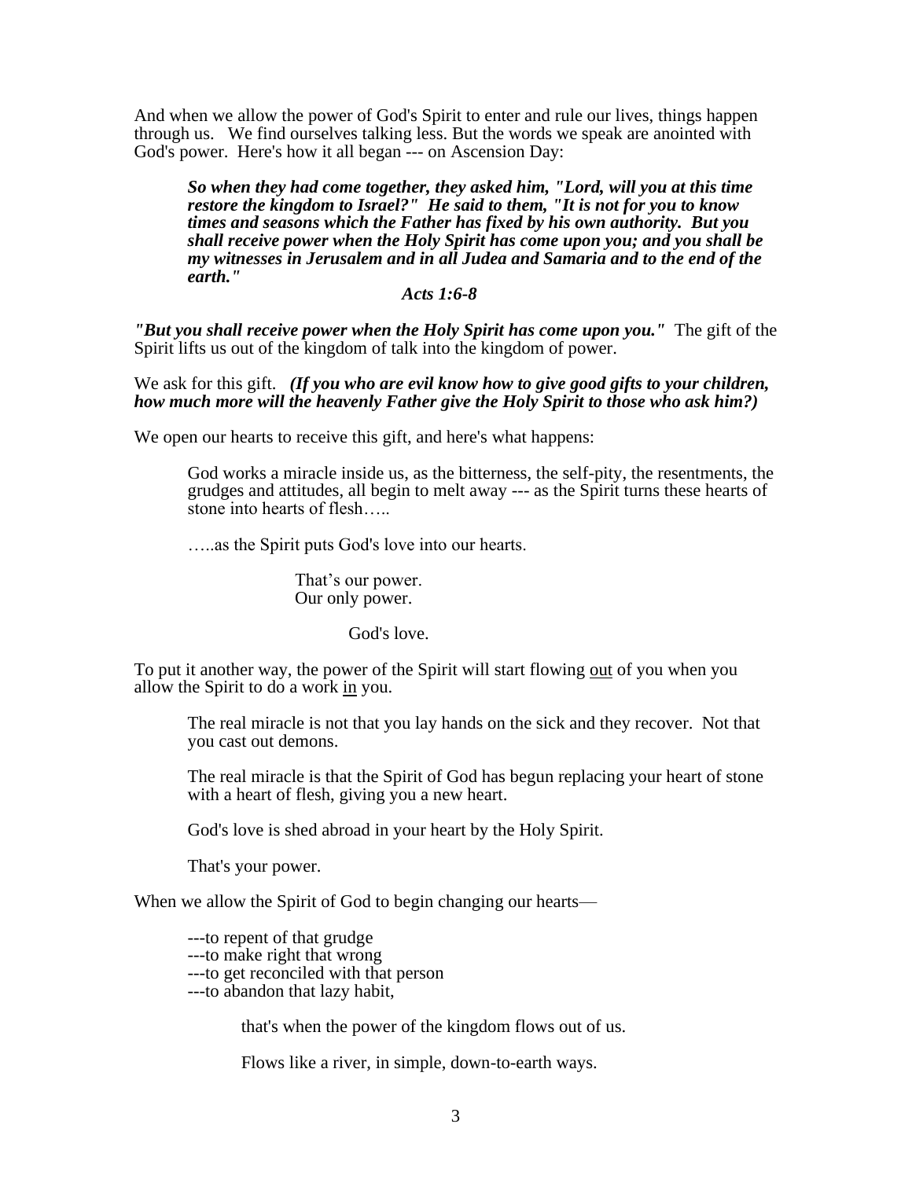And when we allow the power of God's Spirit to enter and rule our lives, things happen through us. We find ourselves talking less. But the words we speak are anointed with God's power. Here's how it all began --- on Ascension Day:

> ***So when they had come together, they asked him, "Lord, will you at this time restore the kingdom to Israel?" He said to them, "It is not for you to know times and seasons which the Father has fixed by his own authority. But you shall receive power when the Holy Spirit has come upon you; and you shall be my witnesses in Jerusalem and in all Judea and Samaria and to the end of the earth."***
>
> ***Acts 1:6-8***

***"But you shall receive power when the Holy Spirit has come upon you."*** The gift of the Spirit lifts us out of the kingdom of talk into the kingdom of power.

We ask for this gift. ***(If you who are evil know how to give good gifts to your children, how much more will the heavenly Father give the Holy Spirit to those who ask him?)***

We open our hearts to receive this gift, and here's what happens:

> God works a miracle inside us, as the bitterness, the self-pity, the resentments, the grudges and attitudes, all begin to melt away --- as the Spirit turns these hearts of stone into hearts of flesh…..
>
> …..as the Spirit puts God's love into our hearts.
>
> That's our power.
> Our only power.
>
> God's love.

To put it another way, the power of the Spirit will start flowing <u>out</u> of you when you allow the Spirit to do a work <u>in</u> you.

> The real miracle is not that you lay hands on the sick and they recover. Not that you cast out demons.
>
> The real miracle is that the Spirit of God has begun replacing your heart of stone with a heart of flesh, giving you a new heart.
>
> God's love is shed abroad in your heart by the Holy Spirit.
>
> That's your power.

When we allow the Spirit of God to begin changing our hearts—

> ---to repent of that grudge
> ---to make right that wrong
> ---to get reconciled with that person
> ---to abandon that lazy habit,
>
> that's when the power of the kingdom flows out of us.
>
> Flows like a river, in simple, down-to-earth ways.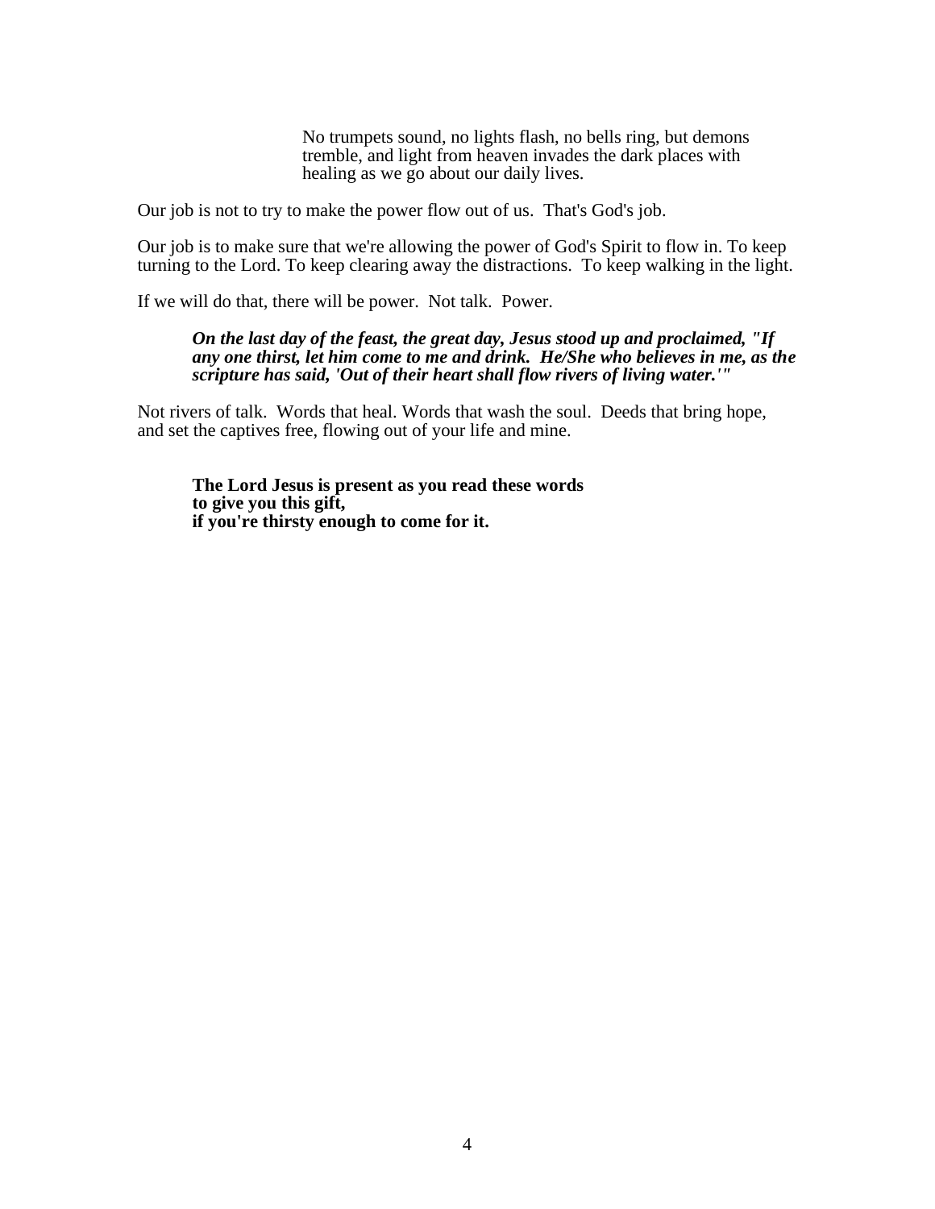> No trumpets sound, no lights flash, no bells ring, but demons tremble, and light from heaven invades the dark places with healing as we go about our daily lives.

Our job is not to try to make the power flow out of us. That's God's job.

Our job is to make sure that we're allowing the power of God's Spirit to flow in. To keep turning to the Lord. To keep clearing away the distractions. To keep walking in the light.

If we will do that, there will be power. Not talk. Power.

> ***On the last day of the feast, the great day, Jesus stood up and proclaimed, "If any one thirst, let him come to me and drink. He/She who believes in me, as the scripture has said, 'Out of their heart shall flow rivers of living water.'"***

Not rivers of talk. Words that heal. Words that wash the soul. Deeds that bring hope, and set the captives free, flowing out of your life and mine.

> **The Lord Jesus is present as you read these words**
> **to give you this gift,**
> **if you're thirsty enough to come for it.**